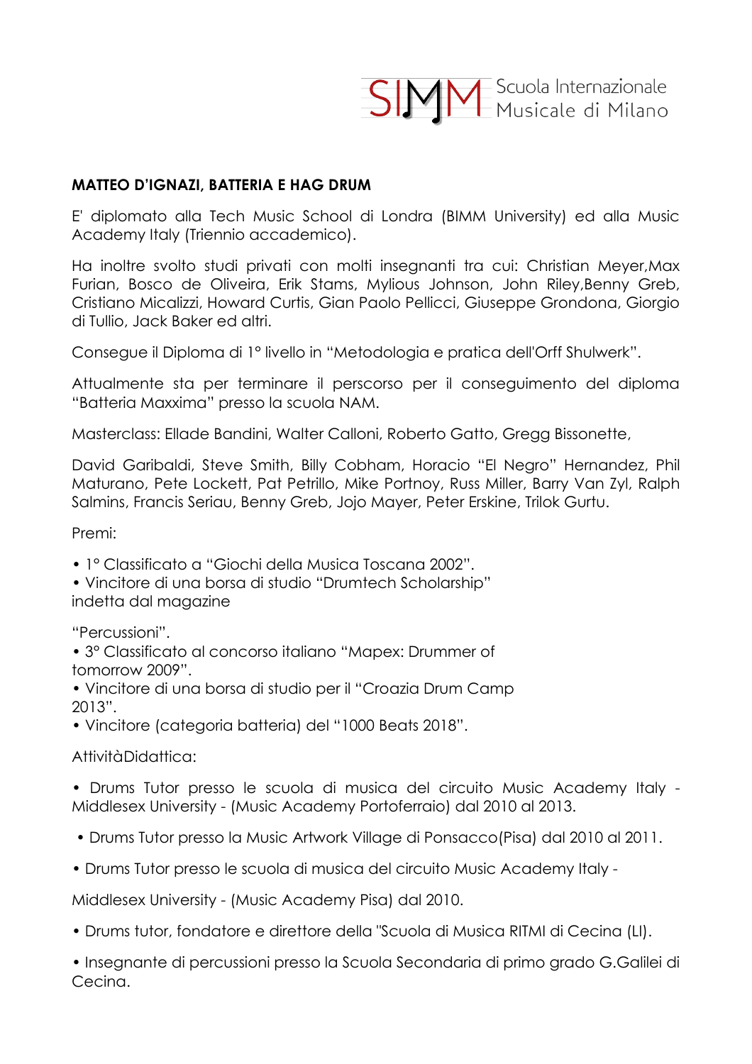SIMM Scuola Internazionale Musicale di Milano

**MATTEO D'IGNAZI, BATTERIA E HAG DRUM**

E' diplomato alla Tech Music School di Londra (BIMM University) ed alla Music Academy Italy (Triennio accademico).

Ha inoltre svolto studi privati con molti insegnanti tra cui: Christian Meyer,Max Furian, Bosco de Oliveira, Erik Stams, Mylious Johnson, John Riley,Benny Greb, Cristiano Micalizzi, Howard Curtis, Gian Paolo Pellicci, Giuseppe Grondona, Giorgio di Tullio, Jack Baker ed altri.

Consegue il Diploma di 1° livello in "Metodologia e pratica dell'Orff Shulwerk".

Attualmente sta per terminare il perscorso per il conseguimento del diploma "Batteria Maxxima" presso la scuola NAM.

Masterclass: Ellade Bandini, Walter Calloni, Roberto Gatto, Gregg Bissonette,

David Garibaldi, Steve Smith, Billy Cobham, Horacio "El Negro" Hernandez, Phil Maturano, Pete Lockett, Pat Petrillo, Mike Portnoy, Russ Miller, Barry Van Zyl, Ralph Salmins, Francis Seriau, Benny Greb, Jojo Mayer, Peter Erskine, Trilok Gurtu.

Premi:

- 1° Classificato a "Giochi della Musica Toscana 2002".
- Vincitore di una borsa di studio "Drumtech Scholarship" indetta dal magazine "Percussioni".
- 3° Classificato al concorso italiano "Mapex: Drummer of tomorrow 2009".
- Vincitore di una borsa di studio per il "Croazia Drum Camp 2013".
- Vincitore (categoria batteria) del "1000 Beats 2018".

AttivitàDidattica:

- Drums Tutor presso le scuola di musica del circuito Music Academy Italy - Middlesex University - (Music Academy Portoferraio) dal 2010 al 2013.
- Drums Tutor presso la Music Artwork Village di Ponsacco(Pisa) dal 2010 al 2011.
- Drums Tutor presso le scuola di musica del circuito Music Academy Italy - Middlesex University - (Music Academy Pisa) dal 2010.
- Drums tutor, fondatore e direttore della "Scuola di Musica RITMI di Cecina (LI).
- Insegnante di percussioni presso la Scuola Secondaria di primo grado G.Galilei di Cecina.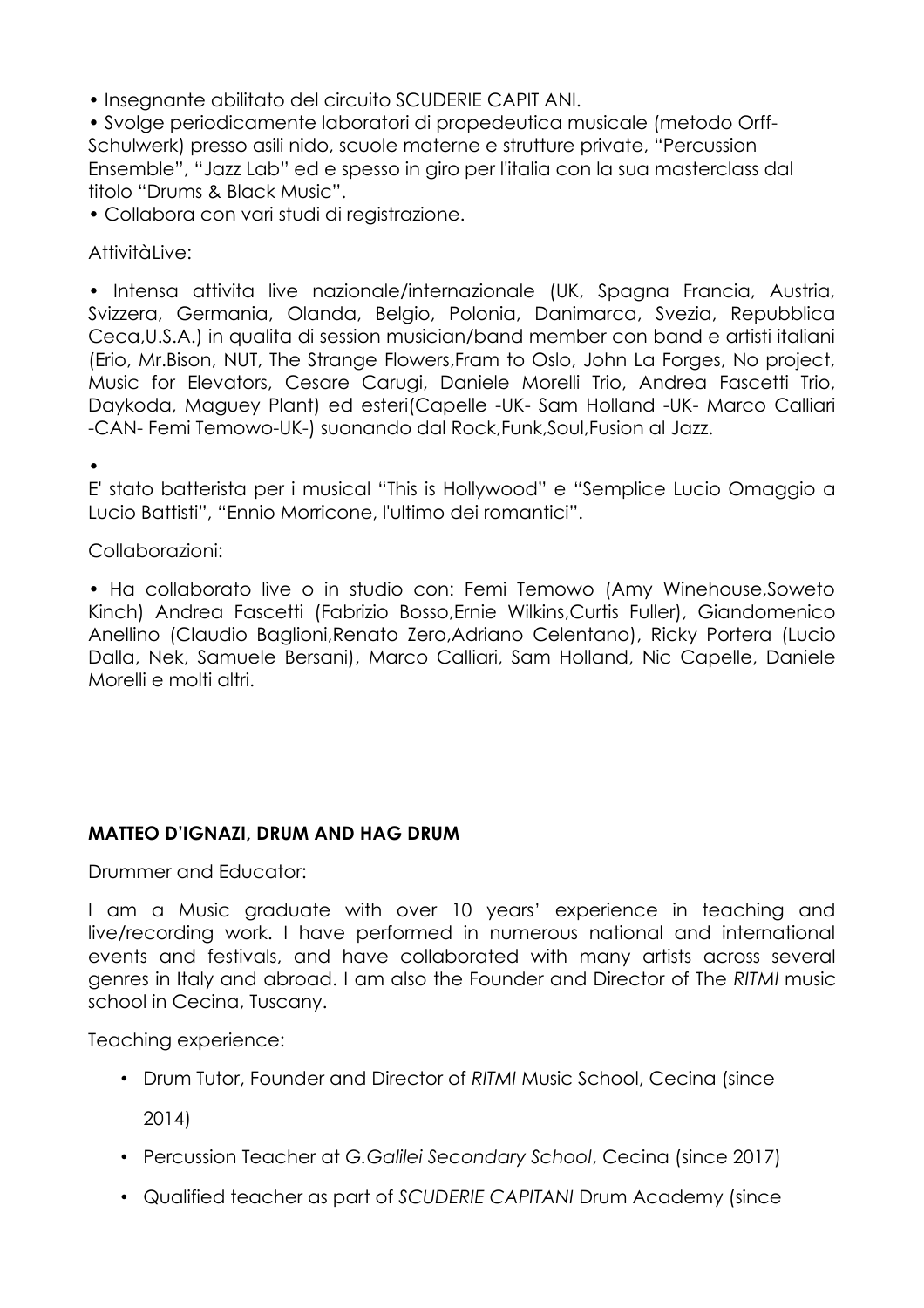• Insegnante abilitato del circuito SCUDERIE CAPIT ANI.

• Svolge periodicamente laboratori di propedeutica musicale (metodo Orff-Schulwerk) presso asili nido, scuole materne e strutture private, “Percussion Ensemble”, “Jazz Lab” ed e spesso in giro per l'italia con la sua masterclass dal titolo “Drums & Black Music”.

• Collabora con vari studi di registrazione.

AttivitàLive:

• Intensa attivita live nazionale/internazionale (UK, Spagna Francia, Austria, Svizzera, Germania, Olanda, Belgio, Polonia, Danimarca, Svezia, Repubblica Ceca,U.S.A.) in qualita di session musician/band member con band e artisti italiani (Erio, Mr.Bison, NUT, The Strange Flowers,Fram to Oslo, John La Forges, No project, Music for Elevators, Cesare Carugi, Daniele Morelli Trio, Andrea Fascetti Trio, Daykoda, Maguey Plant) ed esteri(Capelle -UK- Sam Holland -UK- Marco Calliari -CAN- Femi Temowo-UK-) suonando dal Rock,Funk,Soul,Fusion al Jazz.

•

E' stato batterista per i musical “This is Hollywood” e “Semplice Lucio Omaggio a Lucio Battisti”, “Ennio Morricone, l'ultimo dei romantici”.

Collaborazioni:

• Ha collaborato live o in studio con: Femi Temowo (Amy Winehouse,Soweto Kinch) Andrea Fascetti (Fabrizio Bosso,Ernie Wilkins,Curtis Fuller), Giandomenico Anellino (Claudio Baglioni,Renato Zero,Adriano Celentano), Ricky Portera (Lucio Dalla, Nek, Samuele Bersani), Marco Calliari, Sam Holland, Nic Capelle, Daniele Morelli e molti altri.

**MATTEO D'IGNAZI, DRUM AND HAG DRUM**

Drummer and Educator:

I am a Music graduate with over 10 years' experience in teaching and live/recording work. I have performed in numerous national and international events and festivals, and have collaborated with many artists across several genres in Italy and abroad. I am also the Founder and Director of The *RITMI* music school in Cecina, Tuscany.

Teaching experience:

- Drum Tutor, Founder and Director of *RITMI* Music School, Cecina (since 2014)
- Percussion Teacher at *G.Galilei Secondary School*, Cecina (since 2017)
- Qualified teacher as part of *SCUDERIE CAPITANI* Drum Academy (since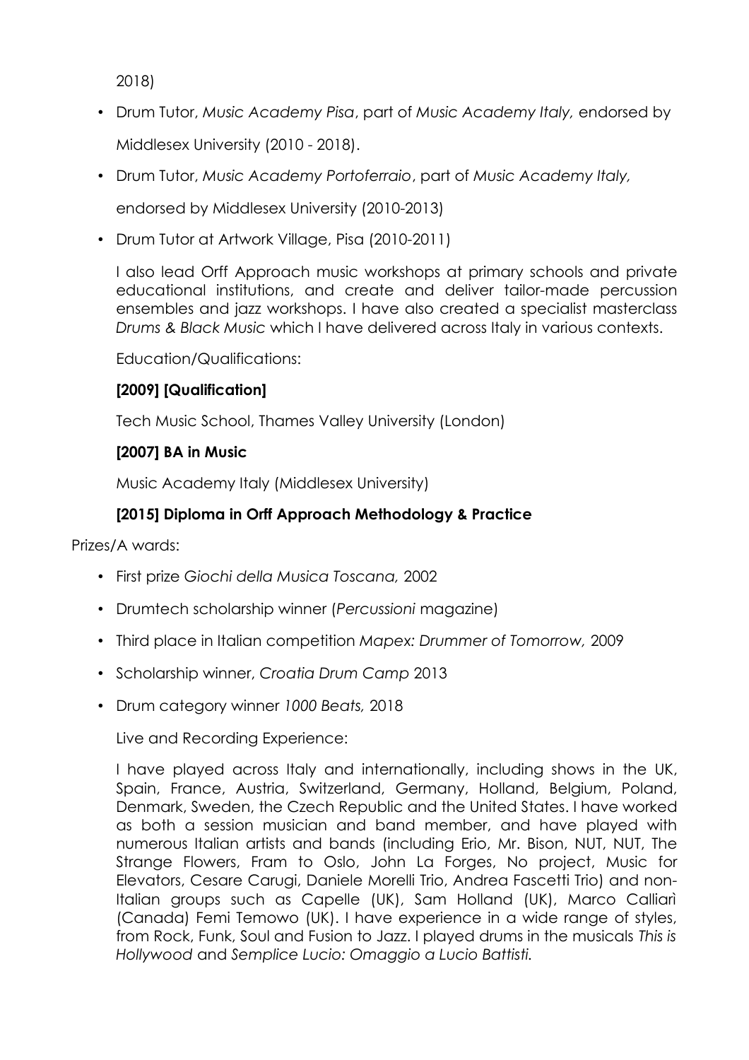2018)

- Drum Tutor, *Music Academy Pisa*, part of *Music Academy Italy,* endorsed by Middlesex University (2010 - 2018).
- Drum Tutor, *Music Academy Portoferraio*, part of *Music Academy Italy,* endorsed by Middlesex University (2010-2013)
- Drum Tutor at Artwork Village, Pisa (2010-2011)

I also lead Orff Approach music workshops at primary schools and private educational institutions, and create and deliver tailor-made percussion ensembles and jazz workshops. I have also created a specialist masterclass *Drums & Black Music* which I have delivered across Italy in various contexts.

Education/Qualifications:

**[2009] [Qualification]**

Tech Music School, Thames Valley University (London)

**[2007] BA in Music**

Music Academy Italy (Middlesex University)

**[2015] Diploma in Orff Approach Methodology & Practice**

Prizes/A wards:

- First prize *Giochi della Musica Toscana,* 2002
- Drumtech scholarship winner (*Percussioni* magazine)
- Third place in Italian competition *Mapex: Drummer of Tomorrow,* 2009
- Scholarship winner, *Croatia Drum Camp* 2013
- Drum category winner *1000 Beats,* 2018

Live and Recording Experience:

I have played across Italy and internationally, including shows in the UK, Spain, France, Austria, Switzerland, Germany, Holland, Belgium, Poland, Denmark, Sweden, the Czech Republic and the United States. I have worked as both a session musician and band member, and have played with numerous Italian artists and bands (including Erio, Mr. Bison, NUT, NUT, The Strange Flowers, Fram to Oslo, John La Forges, No project, Music for Elevators, Cesare Carugi, Daniele Morelli Trio, Andrea Fascetti Trio) and non-Italian groups such as Capelle (UK), Sam Holland (UK), Marco Calliarì (Canada) Femi Temowo (UK). I have experience in a wide range of styles, from Rock, Funk, Soul and Fusion to Jazz. I played drums in the musicals *This is Hollywood* and *Semplice Lucio: Omaggio a Lucio Battisti.*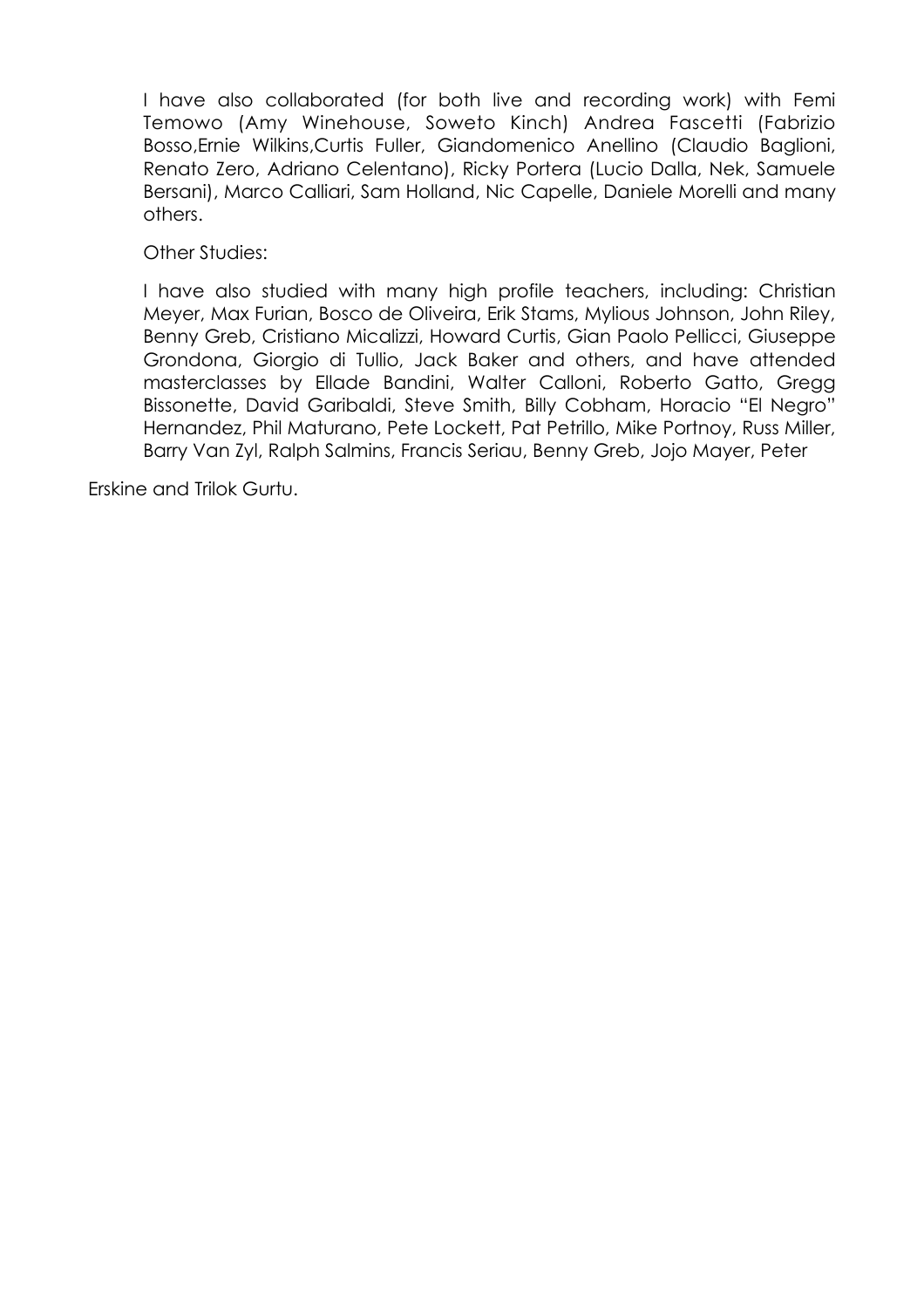I have also collaborated (for both live and recording work) with Femi Temowo (Amy Winehouse, Soweto Kinch) Andrea Fascetti (Fabrizio Bosso,Ernie Wilkins,Curtis Fuller, Giandomenico Anellino (Claudio Baglioni, Renato Zero, Adriano Celentano), Ricky Portera (Lucio Dalla, Nek, Samuele Bersani), Marco Calliari, Sam Holland, Nic Capelle, Daniele Morelli and many others.

Other Studies:

I have also studied with many high profile teachers, including: Christian Meyer, Max Furian, Bosco de Oliveira, Erik Stams, Mylious Johnson, John Riley, Benny Greb, Cristiano Micalizzi, Howard Curtis, Gian Paolo Pellicci, Giuseppe Grondona, Giorgio di Tullio, Jack Baker and others, and have attended masterclasses by Ellade Bandini, Walter Calloni, Roberto Gatto, Gregg Bissonette, David Garibaldi, Steve Smith, Billy Cobham, Horacio "El Negro" Hernandez, Phil Maturano, Pete Lockett, Pat Petrillo, Mike Portnoy, Russ Miller, Barry Van Zyl, Ralph Salmins, Francis Seriau, Benny Greb, Jojo Mayer, Peter Erskine and Trilok Gurtu.